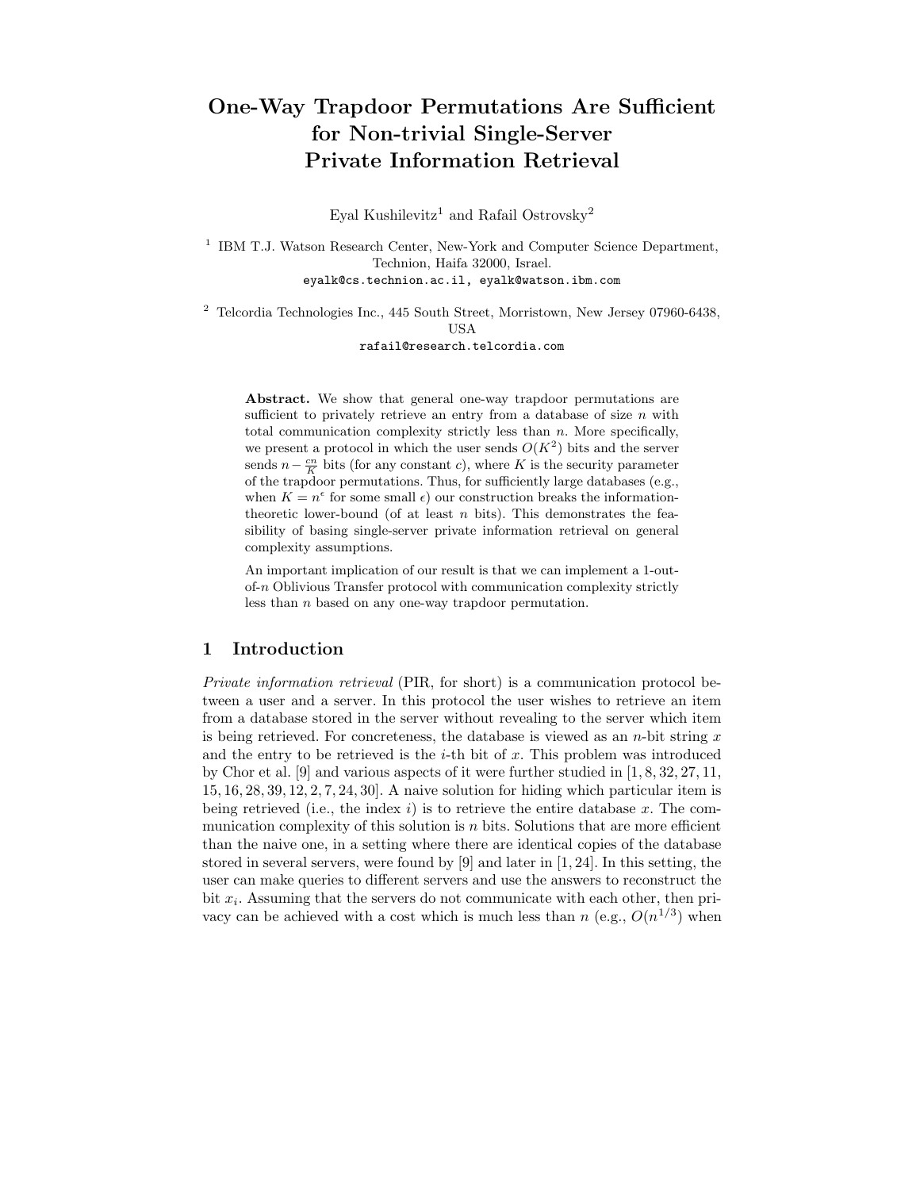# One-Way Trapdoor Permutations Are Sufficient for Non-trivial Single-Server Private Information Retrieval

Eyal Kushilevitz[1] and Rafail Ostrovsky[2]

[1] IBM T.J. Watson Research Center, New-York and Computer Science Department, Technion, Haifa 32000, Israel.
eyalk@cs.technion.ac.il, eyalk@watson.ibm.com

[2] Telcordia Technologies Inc., 445 South Street, Morristown, New Jersey 07960-6438, USA
rafail@research.telcordia.com

**Abstract.** We show that general one-way trapdoor permutations are sufficient to privately retrieve an entry from a database of size $n$ with total communication complexity strictly less than $n$. More specifically, we present a protocol in which the user sends $O(K^2)$ bits and the server sends $n - \frac{cn}{K}$ bits (for any constant $c$), where $K$ is the security parameter of the trapdoor permutations. Thus, for sufficiently large databases (e.g., when $K = n^{\epsilon}$ for some small $\epsilon$) our construction breaks the information-theoretic lower-bound (of at least $n$ bits). This demonstrates the feasibility of basing single-server private information retrieval on general complexity assumptions.

An important implication of our result is that we can implement a 1-out-of-$n$ Oblivious Transfer protocol with communication complexity strictly less than $n$ based on any one-way trapdoor permutation.

## 1 Introduction

*Private information retrieval* (PIR, for short) is a communication protocol between a user and a server. In this protocol the user wishes to retrieve an item from a database stored in the server without revealing to the server which item is being retrieved. For concreteness, the database is viewed as an $n$-bit string $x$ and the entry to be retrieved is the $i$-th bit of $x$. This problem was introduced by Chor et al. [9] and various aspects of it were further studied in [1, 8, 32, 27, 11, 15, 16, 28, 39, 12, 2, 7, 24, 30]. A naive solution for hiding which particular item is being retrieved (i.e., the index $i$) is to retrieve the entire database $x$. The communication complexity of this solution is $n$ bits. Solutions that are more efficient than the naive one, in a setting where there are identical copies of the database stored in several servers, were found by [9] and later in [1, 24]. In this setting, the user can make queries to different servers and use the answers to reconstruct the bit $x_i$. Assuming that the servers do not communicate with each other, then privacy can be achieved with a cost which is much less than $n$ (e.g., $O(n^{1/3})$ when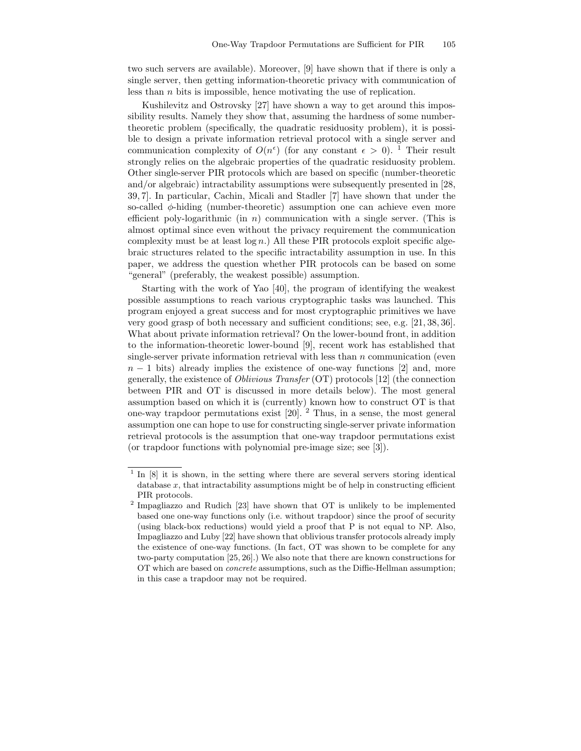two such servers are available). Moreover, [9] have shown that if there is only a single server, then getting information-theoretic privacy with communication of less than $n$ bits is impossible, hence motivating the use of replication.

Kushilevitz and Ostrovsky [27] have shown a way to get around this impossibility results. Namely they show that, assuming the hardness of some number-theoretic problem (specifically, the quadratic residuosity problem), it is possible to design a private information retrieval protocol with a single server and communication complexity of $O(n^\epsilon)$ (for any constant $\epsilon > 0$). [1] Their result strongly relies on the algebraic properties of the quadratic residuosity problem. Other single-server PIR protocols which are based on specific (number-theoretic and/or algebraic) intractability assumptions were subsequently presented in [28, 39, 7]. In particular, Cachin, Micali and Stadler [7] have shown that under the so-called $\phi$-hiding (number-theoretic) assumption one can achieve even more efficient poly-logarithmic (in $n$) communication with a single server. (This is almost optimal since even without the privacy requirement the communication complexity must be at least $\log n$.) All these PIR protocols exploit specific algebraic structures related to the specific intractability assumption in use. In this paper, we address the question whether PIR protocols can be based on some "general" (preferably, the weakest possible) assumption.

Starting with the work of Yao [40], the program of identifying the weakest possible assumptions to reach various cryptographic tasks was launched. This program enjoyed a great success and for most cryptographic primitives we have very good grasp of both necessary and sufficient conditions; see, e.g. [21, 38, 36]. What about private information retrieval? On the lower-bound front, in addition to the information-theoretic lower-bound [9], recent work has established that single-server private information retrieval with less than $n$ communication (even $n-1$ bits) already implies the existence of one-way functions [2] and, more generally, the existence of *Oblivious Transfer* (OT) protocols [12] (the connection between PIR and OT is discussed in more details below). The most general assumption based on which it is (currently) known how to construct OT is that one-way trapdoor permutations exist [20]. [2] Thus, in a sense, the most general assumption one can hope to use for constructing single-server private information retrieval protocols is the assumption that one-way trapdoor permutations exist (or trapdoor functions with polynomial pre-image size; see [3]).

---

[1] In [8] it is shown, in the setting where there are several servers storing identical database $x$, that intractability assumptions might be of help in constructing efficient PIR protocols.

[2] Impagliazzo and Rudich [23] have shown that OT is unlikely to be implemented based one one-way functions only (i.e. without trapdoor) since the proof of security (using black-box reductions) would yield a proof that P is not equal to NP. Also, Impagliazzo and Luby [22] have shown that oblivious transfer protocols already imply the existence of one-way functions. (In fact, OT was shown to be complete for any two-party computation [25, 26].) We also note that there are known constructions for OT which are based on *concrete* assumptions, such as the Diffie-Hellman assumption; in this case a trapdoor may not be required.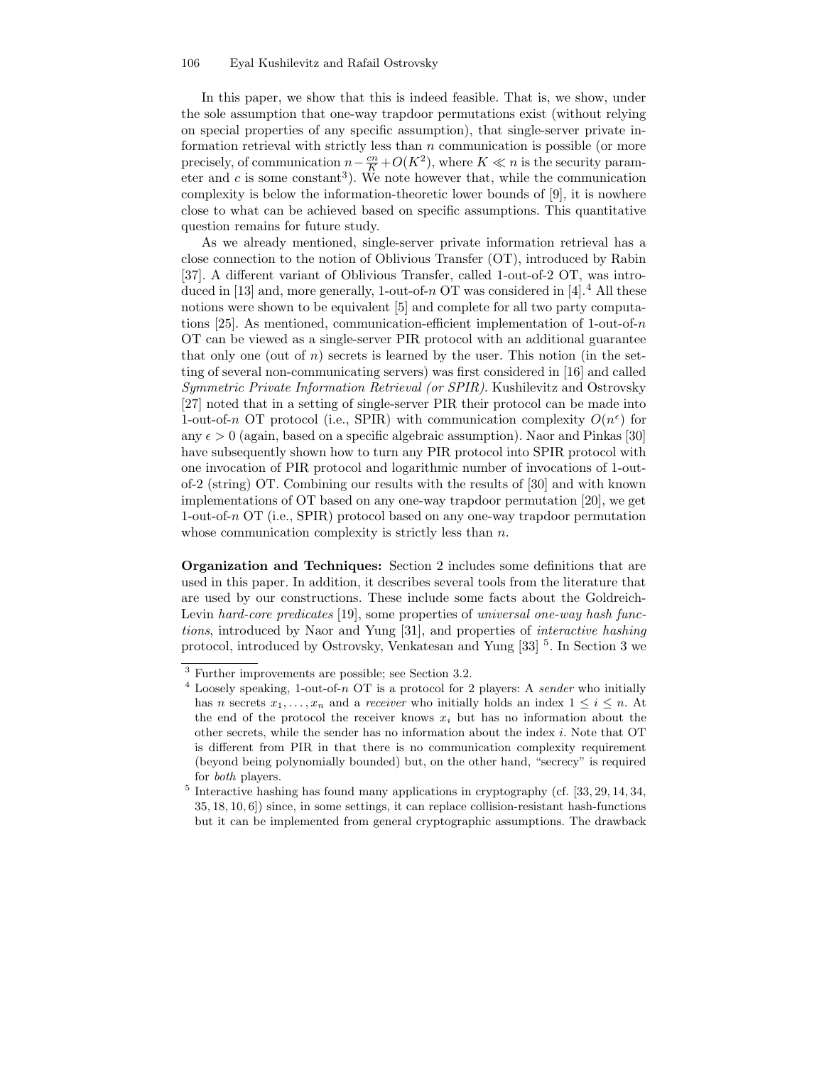In this paper, we show that this is indeed feasible. That is, we show, under the sole assumption that one-way trapdoor permutations exist (without relying on special properties of any specific assumption), that single-server private information retrieval with strictly less than $n$ communication is possible (or more precisely, of communication $n - \frac{cn}{K} + O(K^2)$, where $K \ll n$ is the security parameter and $c$ is some constant[3]). We note however that, while the communication complexity is below the information-theoretic lower bounds of [9], it is nowhere close to what can be achieved based on specific assumptions. This quantitative question remains for future study.

As we already mentioned, single-server private information retrieval has a close connection to the notion of Oblivious Transfer (OT), introduced by Rabin [37]. A different variant of Oblivious Transfer, called 1-out-of-2 OT, was introduced in [13] and, more generally, 1-out-of-$n$ OT was considered in [4].[4] All these notions were shown to be equivalent [5] and complete for all two party computations [25]. As mentioned, communication-efficient implementation of 1-out-of-$n$ OT can be viewed as a single-server PIR protocol with an additional guarantee that only one (out of $n$) secrets is learned by the user. This notion (in the setting of several non-communicating servers) was first considered in [16] and called *Symmetric Private Information Retrieval (or SPIR)*. Kushilevitz and Ostrovsky [27] noted that in a setting of single-server PIR their protocol can be made into 1-out-of-$n$ OT protocol (i.e., SPIR) with communication complexity $O(n^{\epsilon})$ for any $\epsilon > 0$ (again, based on a specific algebraic assumption). Naor and Pinkas [30] have subsequently shown how to turn any PIR protocol into SPIR protocol with one invocation of PIR protocol and logarithmic number of invocations of 1-out-of-2 (string) OT. Combining our results with the results of [30] and with known implementations of OT based on any one-way trapdoor permutation [20], we get 1-out-of-$n$ OT (i.e., SPIR) protocol based on any one-way trapdoor permutation whose communication complexity is strictly less than $n$.

**Organization and Techniques:** Section 2 includes some definitions that are used in this paper. In addition, it describes several tools from the literature that are used by our constructions. These include some facts about the Goldreich-Levin *hard-core predicates* [19], some properties of *universal one-way hash functions*, introduced by Naor and Yung [31], and properties of *interactive hashing* protocol, introduced by Ostrovsky, Venkatesan and Yung [33] [5]. In Section 3 we

---

[3] Further improvements are possible; see Section 3.2.

[4] Loosely speaking, 1-out-of-$n$ OT is a protocol for 2 players: A *sender* who initially has $n$ secrets $x_1, \ldots, x_n$ and a *receiver* who initially holds an index $1 \leq i \leq n$. At the end of the protocol the receiver knows $x_i$ but has no information about the other secrets, while the sender has no information about the index $i$. Note that OT is different from PIR in that there is no communication complexity requirement (beyond being polynomially bounded) but, on the other hand, "secrecy" is required for *both* players.

[5] Interactive hashing has found many applications in cryptography (cf. [33, 29, 14, 34, 35, 18, 10, 6]) since, in some settings, it can replace collision-resistant hash-functions but it can be implemented from general cryptographic assumptions. The drawback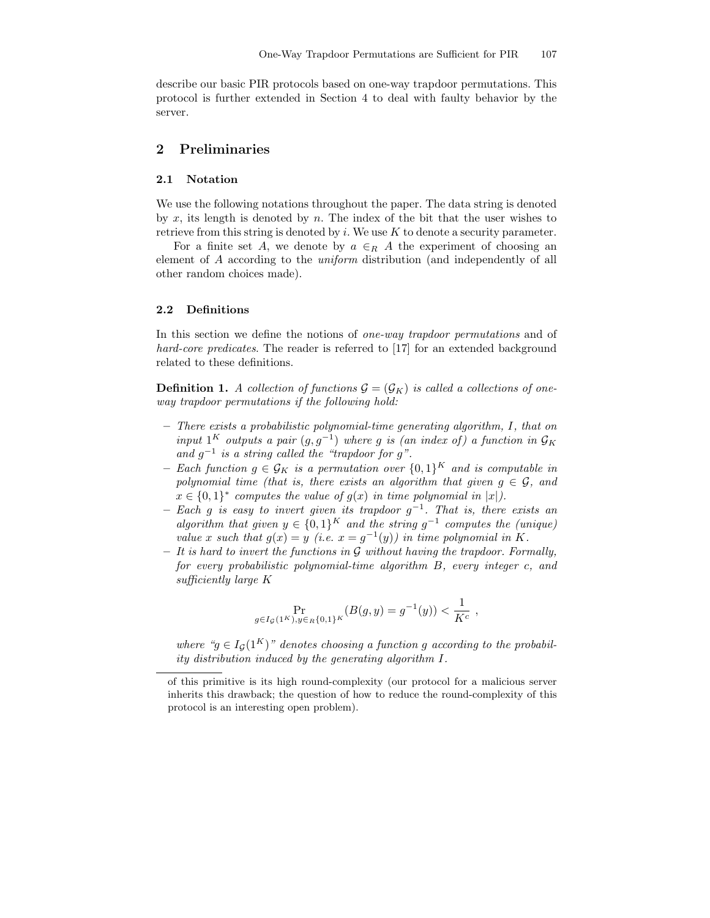describe our basic PIR protocols based on one-way trapdoor permutations. This protocol is further extended in Section 4 to deal with faulty behavior by the server.

## 2 Preliminaries

### 2.1 Notation

We use the following notations throughout the paper. The data string is denoted by $x$, its length is denoted by $n$. The index of the bit that the user wishes to retrieve from this string is denoted by $i$. We use $K$ to denote a security parameter.

For a finite set $A$, we denote by $a \in_R A$ the experiment of choosing an element of $A$ according to the *uniform* distribution (and independently of all other random choices made).

### 2.2 Definitions

In this section we define the notions of *one-way trapdoor permutations* and of *hard-core predicates*. The reader is referred to [17] for an extended background related to these definitions.

**Definition 1.** *A collection of functions $\mathcal{G} = (\mathcal{G}_K)$ is called a collections of one-way trapdoor permutations if the following hold:*

- *There exists a probabilistic polynomial-time generating algorithm, $I$, that on input $1^K$ outputs a pair $(g, g^{-1})$ where $g$ is (an index of) a function in $\mathcal{G}_K$ and $g^{-1}$ is a string called the "trapdoor for $g$".*
- *Each function $g \in \mathcal{G}_K$ is a permutation over $\{0,1\}^K$ and is computable in polynomial time (that is, there exists an algorithm that given $g \in \mathcal{G}$, and $x \in \{0,1\}^*$ computes the value of $g(x)$ in time polynomial in $|x|$).*
- *Each $g$ is easy to invert given its trapdoor $g^{-1}$. That is, there exists an algorithm that given $y \in \{0,1\}^K$ and the string $g^{-1}$ computes the (unique) value $x$ such that $g(x) = y$ (i.e. $x = g^{-1}(y)$) in time polynomial in $K$.*
- *It is hard to invert the functions in $\mathcal{G}$ without having the trapdoor. Formally, for every probabilistic polynomial-time algorithm $B$, every integer $c$, and sufficiently large $K$*

$$\Pr_{g \in I_{\mathcal{G}}(1^K), y \in_R \{0,1\}^K} (B(g, y) = g^{-1}(y)) < \frac{1}{K^c} ,$$

*where "$g \in I_{\mathcal{G}}(1^K)$" denotes choosing a function $g$ according to the probability distribution induced by the generating algorithm $I$.*

---

of this primitive is its high round-complexity (our protocol for a malicious server inherits this drawback; the question of how to reduce the round-complexity of this protocol is an interesting open problem).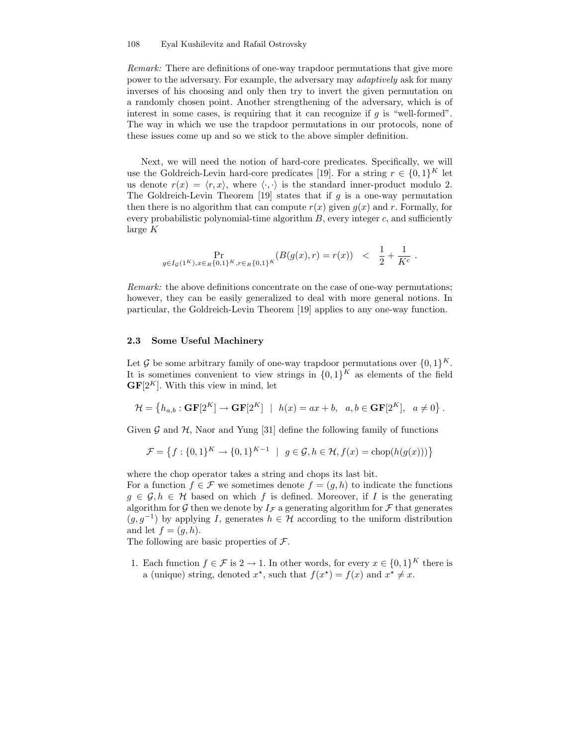*Remark:* There are definitions of one-way trapdoor permutations that give more power to the adversary. For example, the adversary may *adaptively* ask for many inverses of his choosing and only then try to invert the given permutation on a randomly chosen point. Another strengthening of the adversary, which is of interest in some cases, is requiring that it can recognize if $g$ is "well-formed". The way in which we use the trapdoor permutations in our protocols, none of these issues come up and so we stick to the above simpler definition.

Next, we will need the notion of hard-core predicates. Specifically, we will use the Goldreich-Levin hard-core predicates [19]. For a string $r \in \{0,1\}^K$ let us denote $r(x) = \langle r, x \rangle$, where $\langle \cdot, \cdot \rangle$ is the standard inner-product modulo 2. The Goldreich-Levin Theorem [19] states that if $g$ is a one-way permutation then there is no algorithm that can compute $r(x)$ given $g(x)$ and $r$. Formally, for every probabilistic polynomial-time algorithm $B$, every integer $c$, and sufficiently large $K$

$$\Pr_{g \in I_{\mathcal{G}}(1^K), x \in_R \{0,1\}^K, r \in_R \{0,1\}^K} (B(g(x), r) = r(x)) \quad < \quad \frac{1}{2} + \frac{1}{K^c} \; .$$

*Remark:* the above definitions concentrate on the case of one-way permutations; however, they can be easily generalized to deal with more general notions. In particular, the Goldreich-Levin Theorem [19] applies to any one-way function.

### 2.3 Some Useful Machinery

Let $\mathcal{G}$ be some arbitrary family of one-way trapdoor permutations over $\{0,1\}^K$. It is sometimes convenient to view strings in $\{0,1\}^K$ as elements of the field $\mathbf{GF}[2^K]$. With this view in mind, let

$$\mathcal{H} = \left\{ h_{a,b} : \mathbf{GF}[2^K] \rightarrow \mathbf{GF}[2^K] \;\; | \;\; h(x) = ax + b, \;\; a, b \in \mathbf{GF}[2^K], \;\; a \neq 0 \right\} .$$

Given $\mathcal{G}$ and $\mathcal{H}$, Naor and Yung [31] define the following family of functions

$$\mathcal{F} = \left\{ f : \{0,1\}^K \rightarrow \{0,1\}^{K-1} \;\; | \;\; g \in \mathcal{G}, h \in \mathcal{H}, f(x) = \text{chop}(h(g(x))) \right\}$$

where the chop operator takes a string and chops its last bit.
For a function $f \in \mathcal{F}$ we sometimes denote $f = (g, h)$ to indicate the functions $g \in \mathcal{G}, h \in \mathcal{H}$ based on which $f$ is defined. Moreover, if $I$ is the generating algorithm for $\mathcal{G}$ then we denote by $I_{\mathcal{F}}$ a generating algorithm for $\mathcal{F}$ that generates $(g, g^{-1})$ by applying $I$, generates $h \in \mathcal{H}$ according to the uniform distribution and let $f = (g, h)$.
The following are basic properties of $\mathcal{F}$.

1. Each function $f \in \mathcal{F}$ is $2 \rightarrow 1$. In other words, for every $x \in \{0,1\}^K$ there is a (unique) string, denoted $x^\star$, such that $f(x^\star) = f(x)$ and $x^\star \neq x$.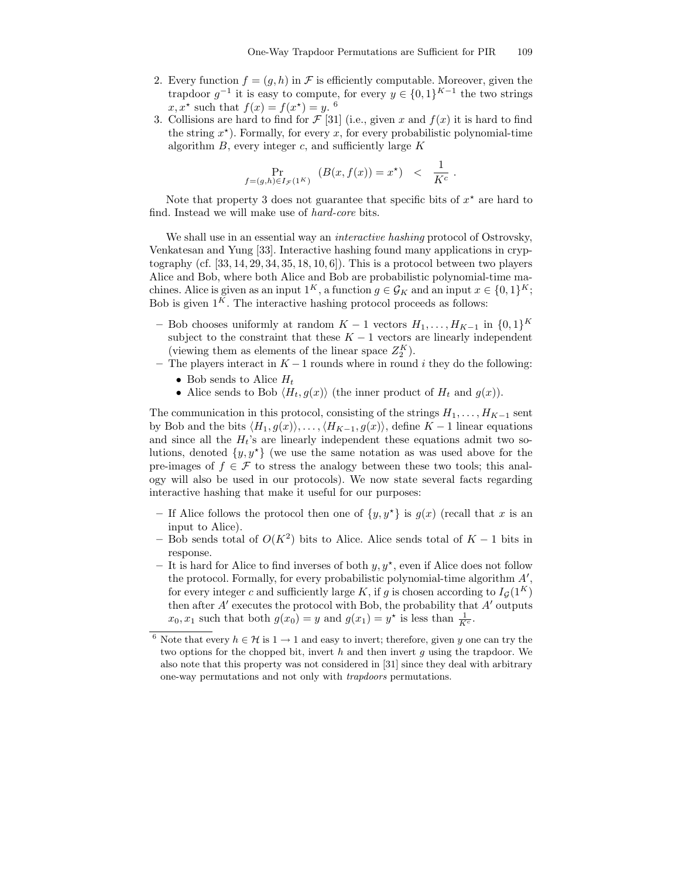2. Every function $f = (g, h)$ in $\mathcal{F}$ is efficiently computable. Moreover, given the trapdoor $g^{-1}$ it is easy to compute, for every $y \in \{0,1\}^{K-1}$ the two strings $x, x^\star$ such that $f(x) = f(x^\star) = y$. [6]
3. Collisions are hard to find for $\mathcal{F}$ [31] (i.e., given $x$ and $f(x)$ it is hard to find the string $x^\star$). Formally, for every $x$, for every probabilistic polynomial-time algorithm $B$, every integer $c$, and sufficiently large $K$

$$\Pr_{f=(g,h)\in I_{\mathcal{F}}(1^K)} (B(x, f(x)) = x^\star) \quad < \quad \frac{1}{K^c} .$$

Note that property 3 does not guarantee that specific bits of $x^\star$ are hard to find. Instead we will make use of *hard-core* bits.

We shall use in an essential way an *interactive hashing* protocol of Ostrovsky, Venkatesan and Yung [33]. Interactive hashing found many applications in cryptography (cf. [33, 14, 29, 34, 35, 18, 10, 6]). This is a protocol between two players Alice and Bob, where both Alice and Bob are probabilistic polynomial-time machines. Alice is given as an input $1^K$, a function $g \in \mathcal{G}_K$ and an input $x \in \{0,1\}^K$; Bob is given $1^K$. The interactive hashing protocol proceeds as follows:

- Bob chooses uniformly at random $K-1$ vectors $H_1, \ldots, H_{K-1}$ in $\{0,1\}^K$ subject to the constraint that these $K-1$ vectors are linearly independent (viewing them as elements of the linear space $Z_2^K$).
- The players interact in $K-1$ rounds where in round $i$ they do the following:
  - Bob sends to Alice $H_t$
  - Alice sends to Bob $\langle H_t, g(x) \rangle$ (the inner product of $H_t$ and $g(x)$).

The communication in this protocol, consisting of the strings $H_1, \ldots, H_{K-1}$ sent by Bob and the bits $\langle H_1, g(x) \rangle, \ldots, \langle H_{K-1}, g(x) \rangle$, define $K-1$ linear equations and since all the $H_t$'s are linearly independent these equations admit two solutions, denoted $\{y, y^\star\}$ (we use the same notation as was used above for the pre-images of $f \in \mathcal{F}$ to stress the analogy between these two tools; this analogy will also be used in our protocols). We now state several facts regarding interactive hashing that make it useful for our purposes:

- If Alice follows the protocol then one of $\{y, y^\star\}$ is $g(x)$ (recall that $x$ is an input to Alice).
- Bob sends total of $O(K^2)$ bits to Alice. Alice sends total of $K-1$ bits in response.
- It is hard for Alice to find inverses of both $y, y^\star$, even if Alice does not follow the protocol. Formally, for every probabilistic polynomial-time algorithm $A'$, for every integer $c$ and sufficiently large $K$, if $g$ is chosen according to $I_{\mathcal{G}}(1^K)$ then after $A'$ executes the protocol with Bob, the probability that $A'$ outputs $x_0, x_1$ such that both $g(x_0) = y$ and $g(x_1) = y^\star$ is less than $\frac{1}{K^c}$.

[6] Note that every $h \in \mathcal{H}$ is $1 \to 1$ and easy to invert; therefore, given $y$ one can try the two options for the chopped bit, invert $h$ and then invert $g$ using the trapdoor. We also note that this property was not considered in [31] since they deal with arbitrary one-way permutations and not only with *trapdoors* permutations.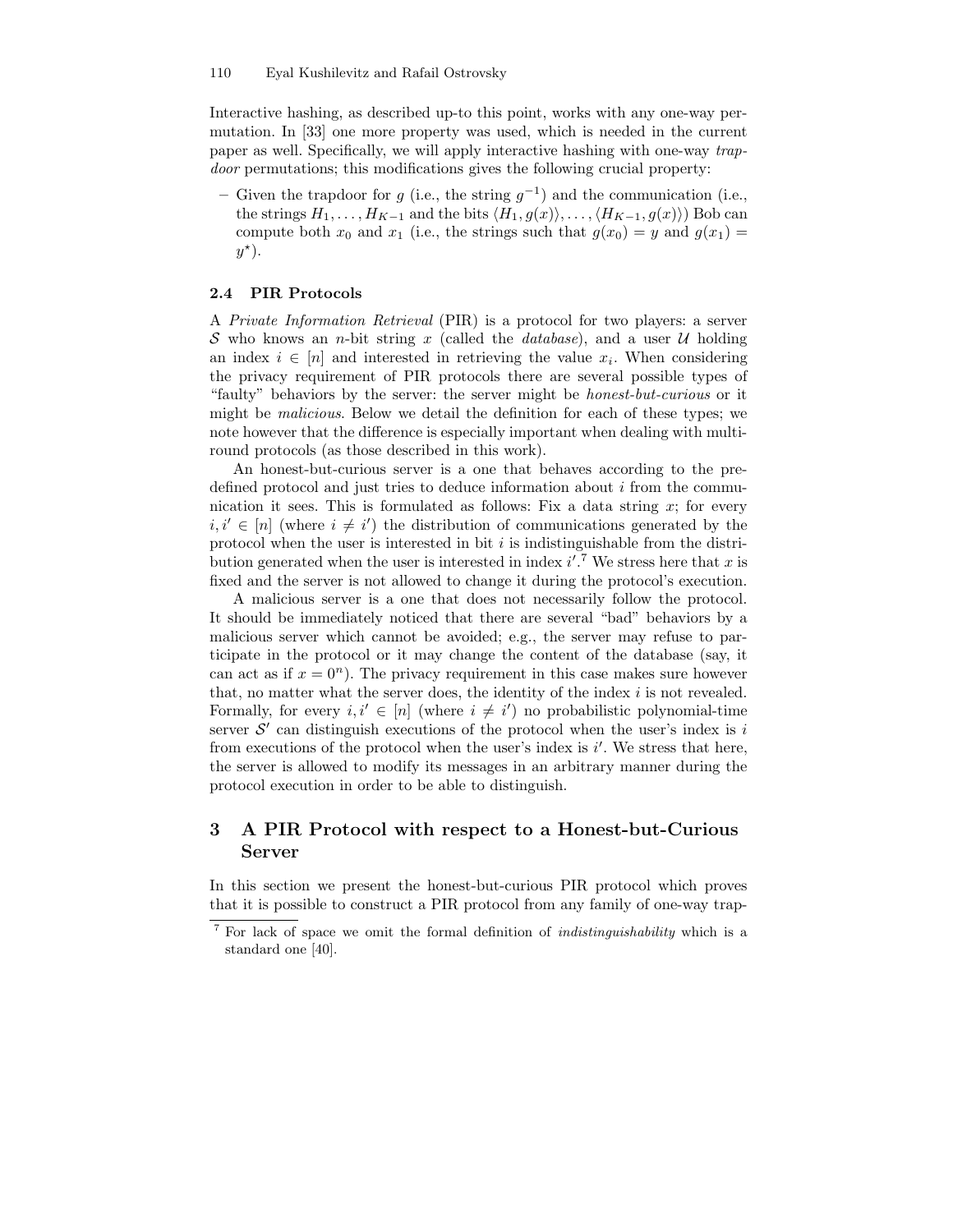Interactive hashing, as described up-to this point, works with any one-way permutation. In [33] one more property was used, which is needed in the current paper as well. Specifically, we will apply interactive hashing with one-way *trapdoor* permutations; this modifications gives the following crucial property:

– Given the trapdoor for $g$ (i.e., the string $g^{-1}$) and the communication (i.e., the strings $H_1, \ldots, H_{K-1}$ and the bits $\langle H_1, g(x)\rangle, \ldots, \langle H_{K-1}, g(x)\rangle$) Bob can compute both $x_0$ and $x_1$ (i.e., the strings such that $g(x_0) = y$ and $g(x_1) = y^\star$).

### 2.4 PIR Protocols

A *Private Information Retrieval* (PIR) is a protocol for two players: a server $\mathcal{S}$ who knows an $n$-bit string $x$ (called the *database*), and a user $\mathcal{U}$ holding an index $i \in [n]$ and interested in retrieving the value $x_i$. When considering the privacy requirement of PIR protocols there are several possible types of "faulty" behaviors by the server: the server might be *honest-but-curious* or it might be *malicious*. Below we detail the definition for each of these types; we note however that the difference is especially important when dealing with multi-round protocols (as those described in this work).

An honest-but-curious server is a one that behaves according to the pre-defined protocol and just tries to deduce information about $i$ from the communication it sees. This is formulated as follows: Fix a data string $x$; for every $i, i' \in [n]$ (where $i \neq i'$) the distribution of communications generated by the protocol when the user is interested in bit $i$ is indistinguishable from the distribution generated when the user is interested in index $i'$.[7] We stress here that $x$ is fixed and the server is not allowed to change it during the protocol's execution.

A malicious server is a one that does not necessarily follow the protocol. It should be immediately noticed that there are several "bad" behaviors by a malicious server which cannot be avoided; e.g., the server may refuse to participate in the protocol or it may change the content of the database (say, it can act as if $x = 0^n$). The privacy requirement in this case makes sure however that, no matter what the server does, the identity of the index $i$ is not revealed. Formally, for every $i, i' \in [n]$ (where $i \neq i'$) no probabilistic polynomial-time server $\mathcal{S}'$ can distinguish executions of the protocol when the user's index is $i$ from executions of the protocol when the user's index is $i'$. We stress that here, the server is allowed to modify its messages in an arbitrary manner during the protocol execution in order to be able to distinguish.

## 3 A PIR Protocol with respect to a Honest-but-Curious Server

In this section we present the honest-but-curious PIR protocol which proves that it is possible to construct a PIR protocol from any family of one-way trap-

[7] For lack of space we omit the formal definition of *indistinguishability* which is a standard one [40].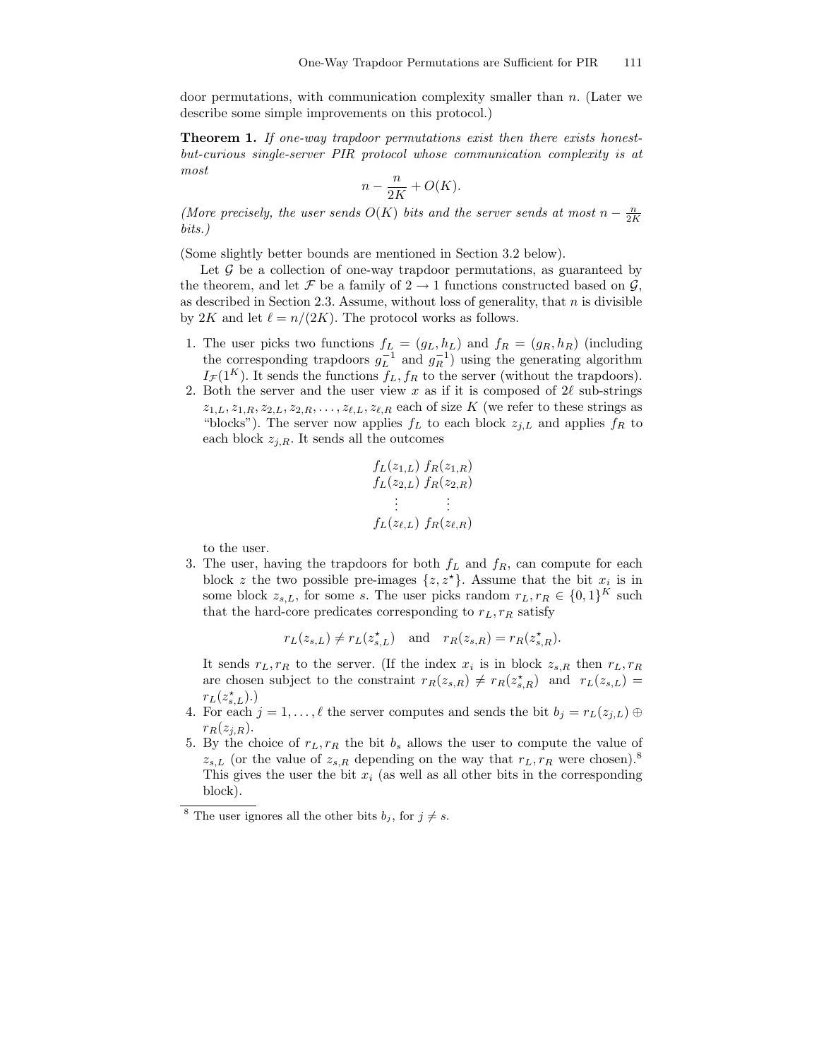door permutations, with communication complexity smaller than $n$. (Later we describe some simple improvements on this protocol.)

**Theorem 1.** *If one-way trapdoor permutations exist then there exists honest-but-curious single-server PIR protocol whose communication complexity is at most*

$$n - \frac{n}{2K} + O(K).$$

*(More precisely, the user sends $O(K)$ bits and the server sends at most $n - \frac{n}{2K}$ bits.)*

(Some slightly better bounds are mentioned in Section 3.2 below).

Let $\mathcal{G}$ be a collection of one-way trapdoor permutations, as guaranteed by the theorem, and let $\mathcal{F}$ be a family of $2 \rightarrow 1$ functions constructed based on $\mathcal{G}$, as described in Section 2.3. Assume, without loss of generality, that $n$ is divisible by $2K$ and let $\ell = n/(2K)$. The protocol works as follows.

1. The user picks two functions $f_L = (g_L, h_L)$ and $f_R = (g_R, h_R)$ (including the corresponding trapdoors $g_L^{-1}$ and $g_R^{-1}$) using the generating algorithm $I_{\mathcal{F}}(1^K)$. It sends the functions $f_L, f_R$ to the server (without the trapdoors).
2. Both the server and the user view $x$ as if it is composed of $2\ell$ sub-strings $z_{1,L}, z_{1,R}, z_{2,L}, z_{2,R}, \ldots, z_{\ell,L}, z_{\ell,R}$ each of size $K$ (we refer to these strings as "blocks"). The server now applies $f_L$ to each block $z_{j,L}$ and applies $f_R$ to each block $z_{j,R}$. It sends all the outcomes

$$\begin{array}{cc} f_L(z_{1,L}) & f_R(z_{1,R}) \\ f_L(z_{2,L}) & f_R(z_{2,R}) \\ \vdots & \vdots \\ f_L(z_{\ell,L}) & f_R(z_{\ell,R}) \end{array}$$

   to the user.
3. The user, having the trapdoors for both $f_L$ and $f_R$, can compute for each block $z$ the two possible pre-images $\{z, z^\star\}$. Assume that the bit $x_i$ is in some block $z_{s,L}$, for some $s$. The user picks random $r_L, r_R \in \{0,1\}^K$ such that the hard-core predicates corresponding to $r_L, r_R$ satisfy

$$r_L(z_{s,L}) \neq r_L(z^\star_{s,L}) \quad \text{and} \quad r_R(z_{s,R}) = r_R(z^\star_{s,R}).$$

   It sends $r_L, r_R$ to the server. (If the index $x_i$ is in block $z_{s,R}$ then $r_L, r_R$ are chosen subject to the constraint $r_R(z_{s,R}) \neq r_R(z^\star_{s,R})$ and $r_L(z_{s,L}) = r_L(z^\star_{s,L})$.)
4. For each $j = 1, \ldots, \ell$ the server computes and sends the bit $b_j = r_L(z_{j,L}) \oplus r_R(z_{j,R})$.
5. By the choice of $r_L, r_R$ the bit $b_s$ allows the user to compute the value of $z_{s,L}$ (or the value of $z_{s,R}$ depending on the way that $r_L, r_R$ were chosen).[8] This gives the user the bit $x_i$ (as well as all other bits in the corresponding block).

[8] The user ignores all the other bits $b_j$, for $j \neq s$.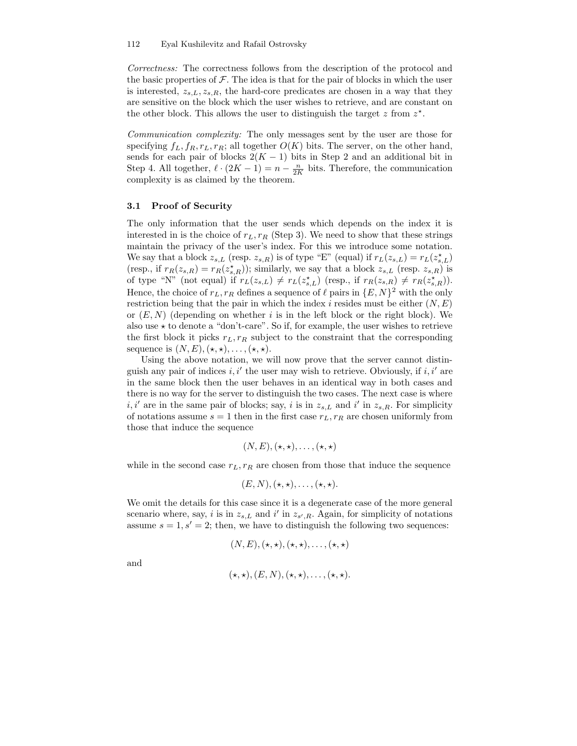*Correctness:* The correctness follows from the description of the protocol and the basic properties of $\mathcal{F}$. The idea is that for the pair of blocks in which the user is interested, $z_{s,L}, z_{s,R}$, the hard-core predicates are chosen in a way that they are sensitive on the block which the user wishes to retrieve, and are constant on the other block. This allows the user to distinguish the target $z$ from $z^\star$.

*Communication complexity:* The only messages sent by the user are those for specifying $f_L, f_R, r_L, r_R$; all together $O(K)$ bits. The server, on the other hand, sends for each pair of blocks $2(K-1)$ bits in Step 2 and an additional bit in Step 4. All together, $\ell \cdot (2K-1) = n - \frac{n}{2K}$ bits. Therefore, the communication complexity is as claimed by the theorem.

### 3.1 Proof of Security

The only information that the user sends which depends on the index it is interested in is the choice of $r_L, r_R$ (Step 3). We need to show that these strings maintain the privacy of the user's index. For this we introduce some notation. We say that a block $z_{s,L}$ (resp. $z_{s,R}$) is of type "E" (equal) if $r_L(z_{s,L}) = r_L(z^\star_{s,L})$ (resp., if $r_R(z_{s,R}) = r_R(z^\star_{s,R})$); similarly, we say that a block $z_{s,L}$ (resp. $z_{s,R}$) is of type "N" (not equal) if $r_L(z_{s,L}) \neq r_L(z^\star_{s,L})$ (resp., if $r_R(z_{s,R}) \neq r_R(z^\star_{s,R})$). Hence, the choice of $r_L, r_R$ defines a sequence of $\ell$ pairs in $\{E, N\}^2$ with the only restriction being that the pair in which the index $i$ resides must be either $(N, E)$ or $(E, N)$ (depending on whether $i$ is in the left block or the right block). We also use $\star$ to denote a "don't-care". So if, for example, the user wishes to retrieve the first block it picks $r_L, r_R$ subject to the constraint that the corresponding sequence is $(N, E), (\star, \star), \ldots, (\star, \star)$.

Using the above notation, we will now prove that the server cannot distinguish any pair of indices $i, i'$ the user may wish to retrieve. Obviously, if $i, i'$ are in the same block then the user behaves in an identical way in both cases and there is no way for the server to distinguish the two cases. The next case is where $i, i'$ are in the same pair of blocks; say, $i$ is in $z_{s,L}$ and $i'$ in $z_{s,R}$. For simplicity of notations assume $s = 1$ then in the first case $r_L, r_R$ are chosen uniformly from those that induce the sequence

$$(N, E), (\star, \star), \ldots, (\star, \star)$$

while in the second case $r_L, r_R$ are chosen from those that induce the sequence

$$(E, N), (\star, \star), \ldots, (\star, \star).$$

We omit the details for this case since it is a degenerate case of the more general scenario where, say, $i$ is in $z_{s,L}$ and $i'$ in $z_{s',R}$. Again, for simplicity of notations assume $s = 1, s' = 2$; then, we have to distinguish the following two sequences:

$$(N, E), (\star, \star), (\star, \star), \ldots, (\star, \star)$$

and

$$(\star, \star), (E, N), (\star, \star), \ldots, (\star, \star).$$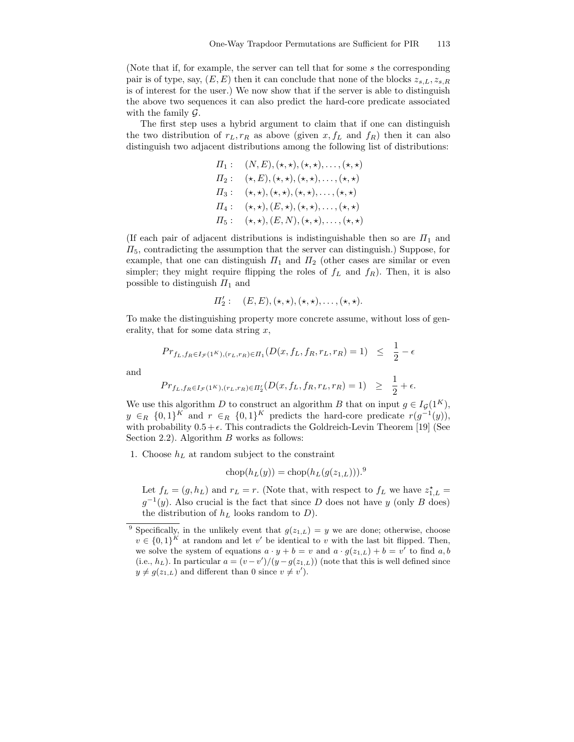(Note that if, for example, the server can tell that for some $s$ the corresponding pair is of type, say, $(E, E)$ then it can conclude that none of the blocks $z_{s,L}, z_{s,R}$ is of interest for the user.) We now show that if the server is able to distinguish the above two sequences it can also predict the hard-core predicate associated with the family $\mathcal{G}$.

The first step uses a hybrid argument to claim that if one can distinguish the two distribution of $r_L, r_R$ as above (given $x, f_L$ and $f_R$) then it can also distinguish two adjacent distributions among the following list of distributions:

$$
\begin{array}{ll}
\Pi_1: & (N, E), (\star, \star), (\star, \star), \ldots, (\star, \star) \\
\Pi_2: & (\star, E), (\star, \star), (\star, \star), \ldots, (\star, \star) \\
\Pi_3: & (\star, \star), (\star, \star), (\star, \star), \ldots, (\star, \star) \\
\Pi_4: & (\star, \star), (E, \star), (\star, \star), \ldots, (\star, \star) \\
\Pi_5: & (\star, \star), (E, N), (\star, \star), \ldots, (\star, \star)
\end{array}
$$

(If each pair of adjacent distributions is indistinguishable then so are $\Pi_1$ and $\Pi_5$, contradicting the assumption that the server can distinguish.) Suppose, for example, that one can distinguish $\Pi_1$ and $\Pi_2$ (other cases are similar or even simpler; they might require flipping the roles of $f_L$ and $f_R$). Then, it is also possible to distinguish $\Pi_1$ and

$$
\Pi_2': \quad (E, E), (\star, \star), (\star, \star), \ldots, (\star, \star).
$$

To make the distinguishing property more concrete assume, without loss of generality, that for some data string $x$,

$$
Pr_{f_L, f_R \in I_{\mathcal{F}}(1^K), (r_L, r_R) \in \Pi_1}(D(x, f_L, f_R, r_L, r_R) = 1) \quad \leq \quad \frac{1}{2} - \epsilon
$$

and

$$
Pr_{f_L, f_R \in I_{\mathcal{F}}(1^K), (r_L, r_R) \in \Pi_2'}(D(x, f_L, f_R, r_L, r_R) = 1) \quad \geq \quad \frac{1}{2} + \epsilon.
$$

We use this algorithm $D$ to construct an algorithm $B$ that on input $g \in I_{\mathcal{G}}(1^K)$, $y \in_R \{0,1\}^K$ and $r \in_R \{0,1\}^K$ predicts the hard-core predicate $r(g^{-1}(y))$, with probability $0.5 + \epsilon$. This contradicts the Goldreich-Levin Theorem [19] (See Section 2.2). Algorithm $B$ works as follows:

1. Choose $h_L$ at random subject to the constraint

$$
\text{chop}(h_L(y)) = \text{chop}(h_L(g(z_{1,L}))).^{9}
$$

   Let $f_L = (g, h_L)$ and $r_L = r$. (Note that, with respect to $f_L$ we have $z^{\star}_{1,L} = g^{-1}(y)$. Also crucial is the fact that since $D$ does not have $y$ (only $B$ does) the distribution of $h_L$ looks random to $D$).

---

[9] Specifically, in the unlikely event that $g(z_{1,L}) = y$ we are done; otherwise, choose $v \in \{0,1\}^K$ at random and let $v'$ be identical to $v$ with the last bit flipped. Then, we solve the system of equations $a \cdot y + b = v$ and $a \cdot g(z_{1,L}) + b = v'$ to find $a, b$ (i.e., $h_L$). In particular $a = (v - v')/(y - g(z_{1,L}))$ (note that this is well defined since $y \neq g(z_{1,L})$ and different than 0 since $v \neq v'$).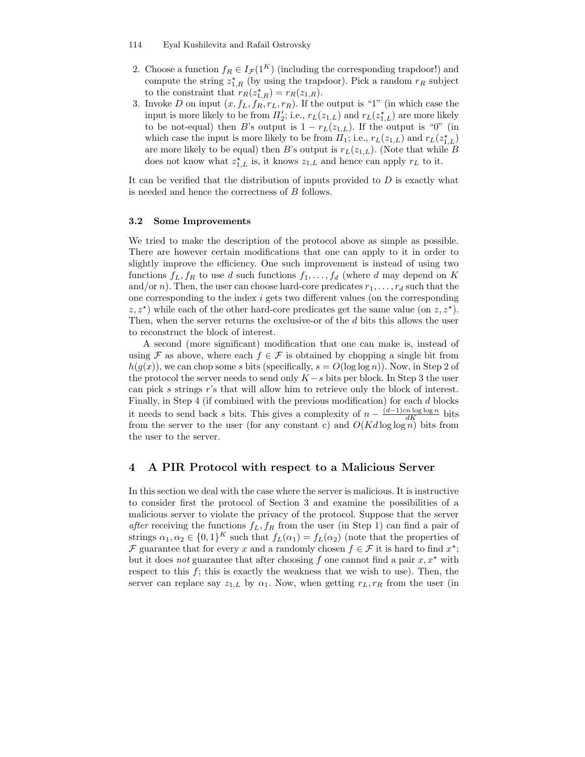2. Choose a function $f_R \in I_{\mathcal{F}}(1^K)$ (including the corresponding trapdoor!) and compute the string $z^\star_{1,R}$ (by using the trapdoor). Pick a random $r_R$ subject to the constraint that $r_R(z^\star_{1,R}) = r_R(z_{1,R})$.
3. Invoke $D$ on input $(x, f_L, f_R, r_L, r_R)$. If the output is "1" (in which case the input is more likely to be from $\Pi'_2$; i.e., $r_L(z_{1,L})$ and $r_L(z^\star_{1,L})$ are more likely to be not-equal) then $B$'s output is $1 - r_L(z_{1,L})$. If the output is "0" (in which case the input is more likely to be from $\Pi_1$; i.e., $r_L(z_{1,L})$ and $r_L(z^\star_{1,L})$ are more likely to be equal) then $B$'s output is $r_L(z_{1,L})$. (Note that while $B$ does not know what $z^\star_{1,L}$ is, it knows $z_{1,L}$ and hence can apply $r_L$ to it.

It can be verified that the distribution of inputs provided to $D$ is exactly what is needed and hence the correctness of $B$ follows.

### 3.2 Some Improvements

We tried to make the description of the protocol above as simple as possible. There are however certain modifications that one can apply to it in order to slightly improve the efficiency. One such improvement is instead of using two functions $f_L, f_R$ to use $d$ such functions $f_1, \ldots, f_d$ (where $d$ may depend on $K$ and/or $n$). Then, the user can choose hard-core predicates $r_1, \ldots, r_d$ such that the one corresponding to the index $i$ gets two different values (on the corresponding $z, z^\star$) while each of the other hard-core predicates get the same value (on $z, z^\star$). Then, when the server returns the exclusive-or of the $d$ bits this allows the user to reconstruct the block of interest.

A second (more significant) modification that one can make is, instead of using $\mathcal{F}$ as above, where each $f \in \mathcal{F}$ is obtained by chopping a single bit from $h(g(x))$, we can chop some $s$ bits (specifically, $s = O(\log \log n)$). Now, in Step 2 of the protocol the server needs to send only $K - s$ bits per block. In Step 3 the user can pick $s$ strings $r$'s that will allow him to retrieve only the block of interest. Finally, in Step 4 (if combined with the previous modification) for each $d$ blocks it needs to send back $s$ bits. This gives a complexity of $n - \frac{(d-1)cn \log \log n}{dK}$ bits from the server to the user (for any constant c) and $O(Kd \log \log n)$ bits from the user to the server.

## 4 A PIR Protocol with respect to a Malicious Server

In this section we deal with the case where the server is malicious. It is instructive to consider first the protocol of Section 3 and examine the possibilities of a malicious server to violate the privacy of the protocol. Suppose that the server *after* receiving the functions $f_L, f_R$ from the user (in Step 1) can find a pair of strings $\alpha_1, \alpha_2 \in \{0,1\}^K$ such that $f_L(\alpha_1) = f_L(\alpha_2)$ (note that the properties of $\mathcal{F}$ guarantee that for every $x$ and a randomly chosen $f \in \mathcal{F}$ it is hard to find $x^\star$; but it does *not* guarantee that after choosing $f$ one cannot find a pair $x, x^\star$ with respect to this $f$; this is exactly the weakness that we wish to use). Then, the server can replace say $z_{1,L}$ by $\alpha_1$. Now, when getting $r_L, r_R$ from the user (in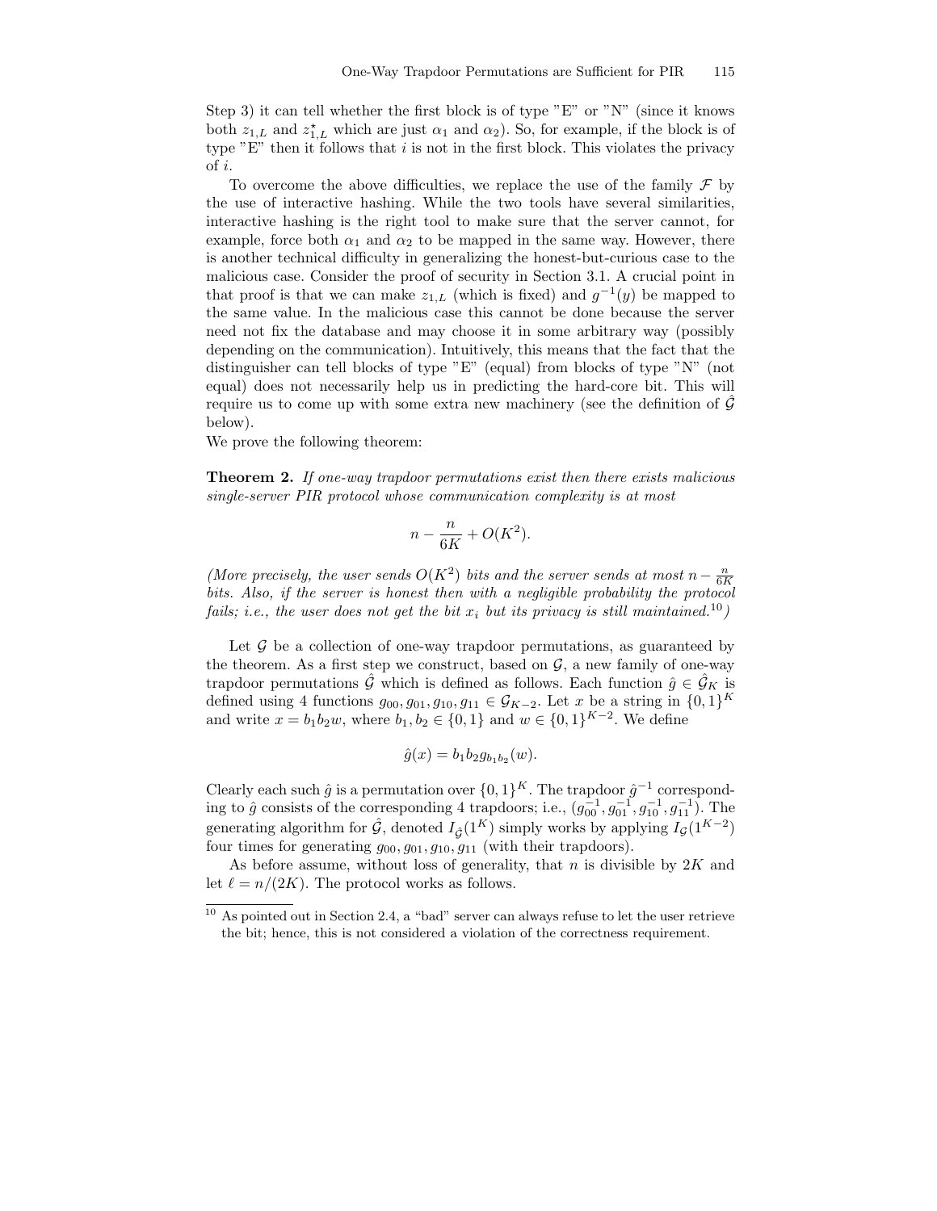Step 3) it can tell whether the first block is of type "E" or "N" (since it knows both $z_{1,L}$ and $z^{\star}_{1,L}$ which are just $\alpha_1$ and $\alpha_2$). So, for example, if the block is of type "E" then it follows that $i$ is not in the first block. This violates the privacy of $i$.

To overcome the above difficulties, we replace the use of the family $\mathcal{F}$ by the use of interactive hashing. While the two tools have several similarities, interactive hashing is the right tool to make sure that the server cannot, for example, force both $\alpha_1$ and $\alpha_2$ to be mapped in the same way. However, there is another technical difficulty in generalizing the honest-but-curious case to the malicious case. Consider the proof of security in Section 3.1. A crucial point in that proof is that we can make $z_{1,L}$ (which is fixed) and $g^{-1}(y)$ be mapped to the same value. In the malicious case this cannot be done because the server need not fix the database and may choose it in some arbitrary way (possibly depending on the communication). Intuitively, this means that the fact that the distinguisher can tell blocks of type "E" (equal) from blocks of type "N" (not equal) does not necessarily help us in predicting the hard-core bit. This will require us to come up with some extra new machinery (see the definition of $\hat{\mathcal{G}}$ below).

We prove the following theorem:

**Theorem 2.** *If one-way trapdoor permutations exist then there exists malicious single-server PIR protocol whose communication complexity is at most*

$$n - \frac{n}{6K} + O(K^2).$$

*(More precisely, the user sends $O(K^2)$ bits and the server sends at most $n - \frac{n}{6K}$ bits. Also, if the server is honest then with a negligible probability the protocol fails; i.e., the user does not get the bit $x_i$ but its privacy is still maintained.[10])*

Let $\mathcal{G}$ be a collection of one-way trapdoor permutations, as guaranteed by the theorem. As a first step we construct, based on $\mathcal{G}$, a new family of one-way trapdoor permutations $\hat{\mathcal{G}}$ which is defined as follows. Each function $\hat{g} \in \hat{\mathcal{G}}_K$ is defined using 4 functions $g_{00}, g_{01}, g_{10}, g_{11} \in \mathcal{G}_{K-2}$. Let $x$ be a string in $\{0,1\}^K$ and write $x = b_1 b_2 w$, where $b_1, b_2 \in \{0,1\}$ and $w \in \{0,1\}^{K-2}$. We define

$$\hat{g}(x) = b_1 b_2 g_{b_1 b_2}(w).$$

Clearly each such $\hat{g}$ is a permutation over $\{0,1\}^K$. The trapdoor $\hat{g}^{-1}$ corresponding to $\hat{g}$ consists of the corresponding 4 trapdoors; i.e., $(g_{00}^{-1}, g_{01}^{-1}, g_{10}^{-1}, g_{11}^{-1})$. The generating algorithm for $\hat{\mathcal{G}}$, denoted $I_{\hat{\mathcal{G}}}(1^K)$ simply works by applying $I_{\mathcal{G}}(1^{K-2})$ four times for generating $g_{00}, g_{01}, g_{10}, g_{11}$ (with their trapdoors).

As before assume, without loss of generality, that $n$ is divisible by $2K$ and let $\ell = n/(2K)$. The protocol works as follows.

[10] As pointed out in Section 2.4, a "bad" server can always refuse to let the user retrieve the bit; hence, this is not considered a violation of the correctness requirement.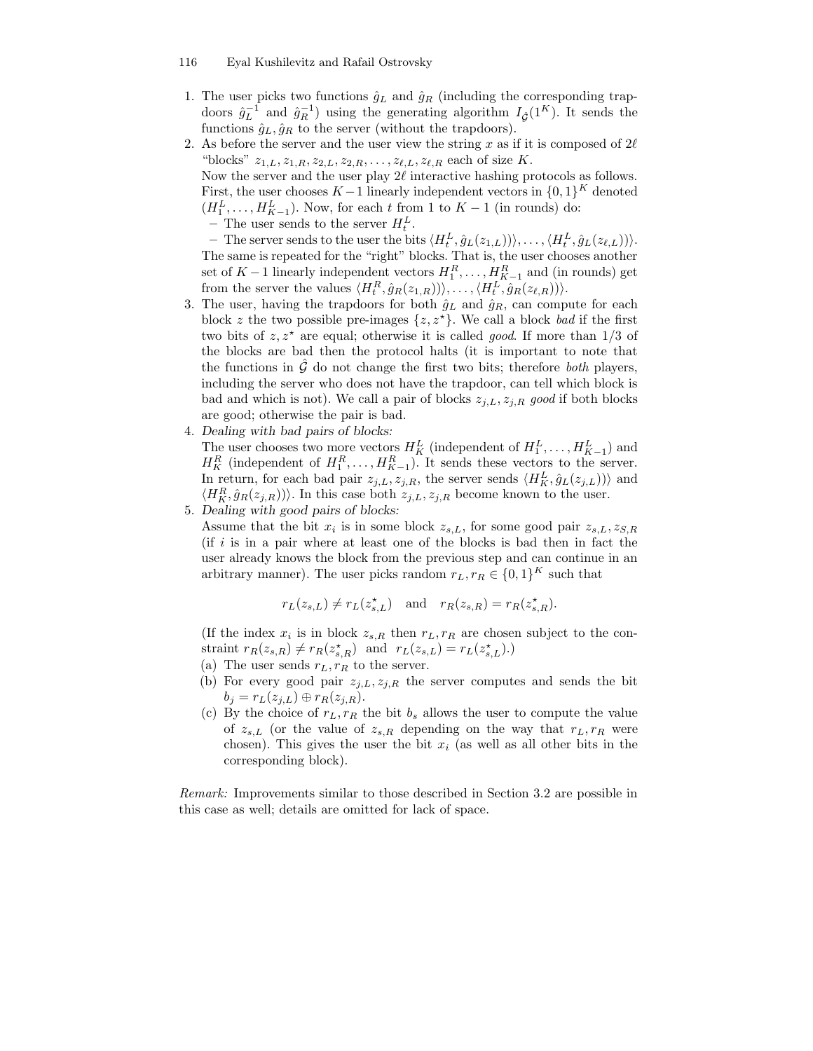1. The user picks two functions $\hat{g}_L$ and $\hat{g}_R$ (including the corresponding trapdoors $\hat{g}_L^{-1}$ and $\hat{g}_R^{-1}$) using the generating algorithm $I_{\hat{\mathcal{G}}}(1^K)$. It sends the functions $\hat{g}_L, \hat{g}_R$ to the server (without the trapdoors).
2. As before the server and the user view the string $x$ as if it is composed of $2\ell$ "blocks" $z_{1,L}, z_{1,R}, z_{2,L}, z_{2,R}, \ldots, z_{\ell,L}, z_{\ell,R}$ each of size $K$.
   Now the server and the user play $2\ell$ interactive hashing protocols as follows. First, the user chooses $K-1$ linearly independent vectors in $\{0,1\}^K$ denoted $(H_1^L, \ldots, H_{K-1}^L)$. Now, for each $t$ from 1 to $K-1$ (in rounds) do:
   - The user sends to the server $H_t^L$.
   - The server sends to the user the bits $\langle H_t^L, \hat{g}_L(z_{1,L})\rangle, \ldots, \langle H_t^L, \hat{g}_L(z_{\ell,L})\rangle$.

   The same is repeated for the "right" blocks. That is, the user chooses another set of $K-1$ linearly independent vectors $H_1^R, \ldots, H_{K-1}^R$ and (in rounds) get from the server the values $\langle H_t^R, \hat{g}_R(z_{1,R})\rangle, \ldots, \langle H_t^L, \hat{g}_R(z_{\ell,R})\rangle$.
3. The user, having the trapdoors for both $\hat{g}_L$ and $\hat{g}_R$, can compute for each block $z$ the two possible pre-images $\{z, z^\star\}$. We call a block *bad* if the first two bits of $z, z^\star$ are equal; otherwise it is called *good*. If more than 1/3 of the blocks are bad then the protocol halts (it is important to note that the functions in $\hat{\mathcal{G}}$ do not change the first two bits; therefore *both* players, including the server who does not have the trapdoor, can tell which block is bad and which is not). We call a pair of blocks $z_{j,L}, z_{j,R}$ *good* if both blocks are good; otherwise the pair is bad.
4. *Dealing with bad pairs of blocks:*
   The user chooses two more vectors $H_K^L$ (independent of $H_1^L, \ldots, H_{K-1}^L$) and $H_K^R$ (independent of $H_1^R, \ldots, H_{K-1}^R$). It sends these vectors to the server. In return, for each bad pair $z_{j,L}, z_{j,R}$, the server sends $\langle H_K^L, \hat{g}_L(z_{j,L})\rangle$ and $\langle H_K^R, \hat{g}_R(z_{j,R})\rangle$. In this case both $z_{j,L}, z_{j,R}$ become known to the user.
5. *Dealing with good pairs of blocks:*
   Assume that the bit $x_i$ is in some block $z_{s,L}$, for some good pair $z_{s,L}, z_{S,R}$ (if $i$ is in a pair where at least one of the blocks is bad then in fact the user already knows the block from the previous step and can continue in an arbitrary manner). The user picks random $r_L, r_R \in \{0,1\}^K$ such that

   $$r_L(z_{s,L}) \neq r_L(z_{s,L}^\star) \quad \text{and} \quad r_R(z_{s,R}) = r_R(z_{s,R}^\star).$$

   (If the index $x_i$ is in block $z_{s,R}$ then $r_L, r_R$ are chosen subject to the constraint $r_R(z_{s,R}) \neq r_R(z_{s,R}^\star)$ and $r_L(z_{s,L}) = r_L(z_{s,L}^\star)$.)
   (a) The user sends $r_L, r_R$ to the server.
   (b) For every good pair $z_{j,L}, z_{j,R}$ the server computes and sends the bit $b_j = r_L(z_{j,L}) \oplus r_R(z_{j,R})$.
   (c) By the choice of $r_L, r_R$ the bit $b_s$ allows the user to compute the value of $z_{s,L}$ (or the value of $z_{s,R}$ depending on the way that $r_L, r_R$ were chosen). This gives the user the bit $x_i$ (as well as all other bits in the corresponding block).

*Remark:* Improvements similar to those described in Section 3.2 are possible in this case as well; details are omitted for lack of space.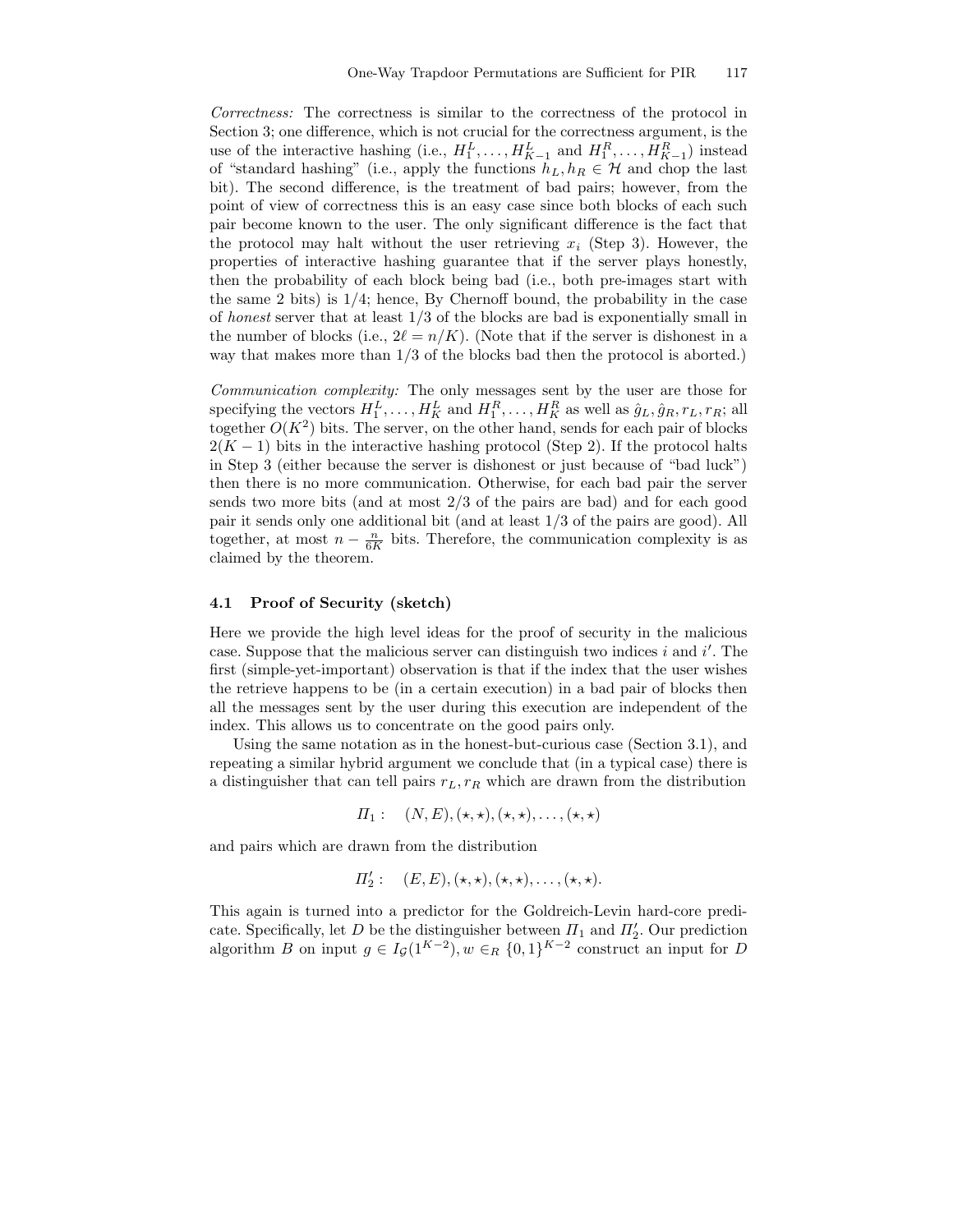*Correctness:* The correctness is similar to the correctness of the protocol in Section 3; one difference, which is not crucial for the correctness argument, is the use of the interactive hashing (i.e., $H_1^L, \ldots, H_{K-1}^L$ and $H_1^R, \ldots, H_{K-1}^R$) instead of "standard hashing" (i.e., apply the functions $h_L, h_R \in \mathcal{H}$ and chop the last bit). The second difference, is the treatment of bad pairs; however, from the point of view of correctness this is an easy case since both blocks of each such pair become known to the user. The only significant difference is the fact that the protocol may halt without the user retrieving $x_i$ (Step 3). However, the properties of interactive hashing guarantee that if the server plays honestly, then the probability of each block being bad (i.e., both pre-images start with the same 2 bits) is 1/4; hence, By Chernoff bound, the probability in the case of *honest* server that at least 1/3 of the blocks are bad is exponentially small in the number of blocks (i.e., $2\ell = n/K$). (Note that if the server is dishonest in a way that makes more than 1/3 of the blocks bad then the protocol is aborted.)

*Communication complexity:* The only messages sent by the user are those for specifying the vectors $H_1^L, \ldots, H_K^L$ and $H_1^R, \ldots, H_K^R$ as well as $\hat{g}_L, \hat{g}_R, r_L, r_R$; all together $O(K^2)$ bits. The server, on the other hand, sends for each pair of blocks $2(K-1)$ bits in the interactive hashing protocol (Step 2). If the protocol halts in Step 3 (either because the server is dishonest or just because of "bad luck") then there is no more communication. Otherwise, for each bad pair the server sends two more bits (and at most 2/3 of the pairs are bad) and for each good pair it sends only one additional bit (and at least 1/3 of the pairs are good). All together, at most $n - \frac{n}{6K}$ bits. Therefore, the communication complexity is as claimed by the theorem.

### 4.1 Proof of Security (sketch)

Here we provide the high level ideas for the proof of security in the malicious case. Suppose that the malicious server can distinguish two indices $i$ and $i'$. The first (simple-yet-important) observation is that if the index that the user wishes the retrieve happens to be (in a certain execution) in a bad pair of blocks then all the messages sent by the user during this execution are independent of the index. This allows us to concentrate on the good pairs only.

Using the same notation as in the honest-but-curious case (Section 3.1), and repeating a similar hybrid argument we conclude that (in a typical case) there is a distinguisher that can tell pairs $r_L, r_R$ which are drawn from the distribution

$$\Pi_1: \quad (N, E), (\star, \star), (\star, \star), \ldots, (\star, \star)$$

and pairs which are drawn from the distribution

$$\Pi_2': \quad (E, E), (\star, \star), (\star, \star), \ldots, (\star, \star).$$

This again is turned into a predictor for the Goldreich-Levin hard-core predicate. Specifically, let $D$ be the distinguisher between $\Pi_1$ and $\Pi_2'$. Our prediction algorithm $B$ on input $g \in I_{\mathcal{G}}(1^{K-2}), w \in_R \{0,1\}^{K-2}$ construct an input for $D$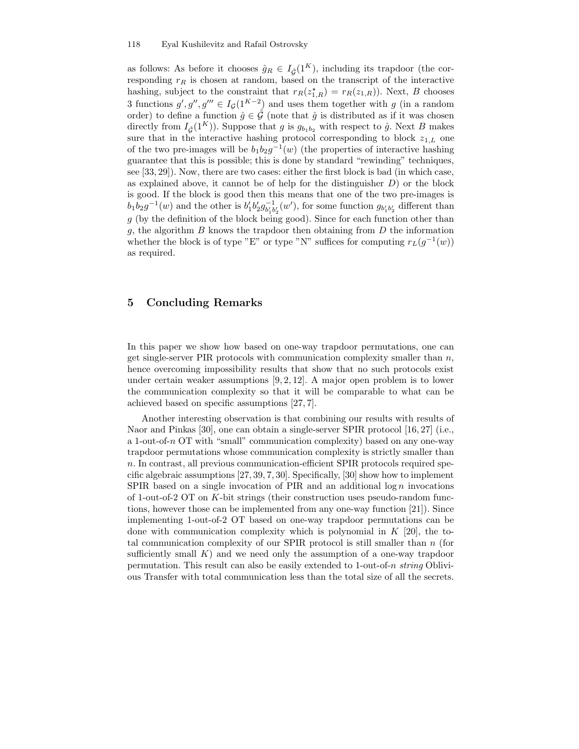as follows: As before it chooses $\hat{g}_R \in I_{\hat{\mathcal{G}}}(1^K)$, including its trapdoor (the corresponding $r_R$ is chosen at random, based on the transcript of the interactive hashing, subject to the constraint that $r_R(z^\star_{1,R}) = r_R(z_{1,R})$). Next, $B$ chooses 3 functions $g', g'', g''' \in I_{\mathcal{G}}(1^{K-2})$ and uses them together with $g$ (in a random order) to define a function $\hat{g} \in \hat{\mathcal{G}}$ (note that $\hat{g}$ is distributed as if it was chosen directly from $I_{\hat{\mathcal{G}}}(1^K)$). Suppose that $g$ is $g_{b_1 b_2}$ with respect to $\hat{g}$. Next $B$ makes sure that in the interactive hashing protocol corresponding to block $z_{1,L}$ one of the two pre-images will be $b_1 b_2 g^{-1}(w)$ (the properties of interactive hashing guarantee that this is possible; this is done by standard "rewinding" techniques, see [33, 29]). Now, there are two cases: either the first block is bad (in which case, as explained above, it cannot be of help for the distinguisher $D$) or the block is good. If the block is good then this means that one of the two pre-images is $b_1 b_2 g^{-1}(w)$ and the other is $b'_1 b'_2 g^{-1}_{b'_1 b'_2}(w')$, for some function $g_{b'_1 b'_2}$ different than $g$ (by the definition of the block being good). Since for each function other than $g$, the algorithm $B$ knows the trapdoor then obtaining from $D$ the information whether the block is of type "E" or type "N" suffices for computing $r_L(g^{-1}(w))$ as required.

## 5 Concluding Remarks

In this paper we show how based on one-way trapdoor permutations, one can get single-server PIR protocols with communication complexity smaller than $n$, hence overcoming impossibility results that show that no such protocols exist under certain weaker assumptions [9, 2, 12]. A major open problem is to lower the communication complexity so that it will be comparable to what can be achieved based on specific assumptions [27, 7].

Another interesting observation is that combining our results with results of Naor and Pinkas [30], one can obtain a single-server SPIR protocol [16, 27] (i.e., a 1-out-of-$n$ OT with "small" communication complexity) based on any one-way trapdoor permutations whose communication complexity is strictly smaller than $n$. In contrast, all previous communication-efficient SPIR protocols required specific algebraic assumptions [27, 39, 7, 30]. Specifically, [30] show how to implement SPIR based on a single invocation of PIR and an additional $\log n$ invocations of 1-out-of-2 OT on $K$-bit strings (their construction uses pseudo-random functions, however those can be implemented from any one-way function [21]). Since implementing 1-out-of-2 OT based on one-way trapdoor permutations can be done with communication complexity which is polynomial in $K$ [20], the total communication complexity of our SPIR protocol is still smaller than $n$ (for sufficiently small $K$) and we need only the assumption of a one-way trapdoor permutation. This result can also be easily extended to 1-out-of-$n$ *string* Oblivious Transfer with total communication less than the total size of all the secrets.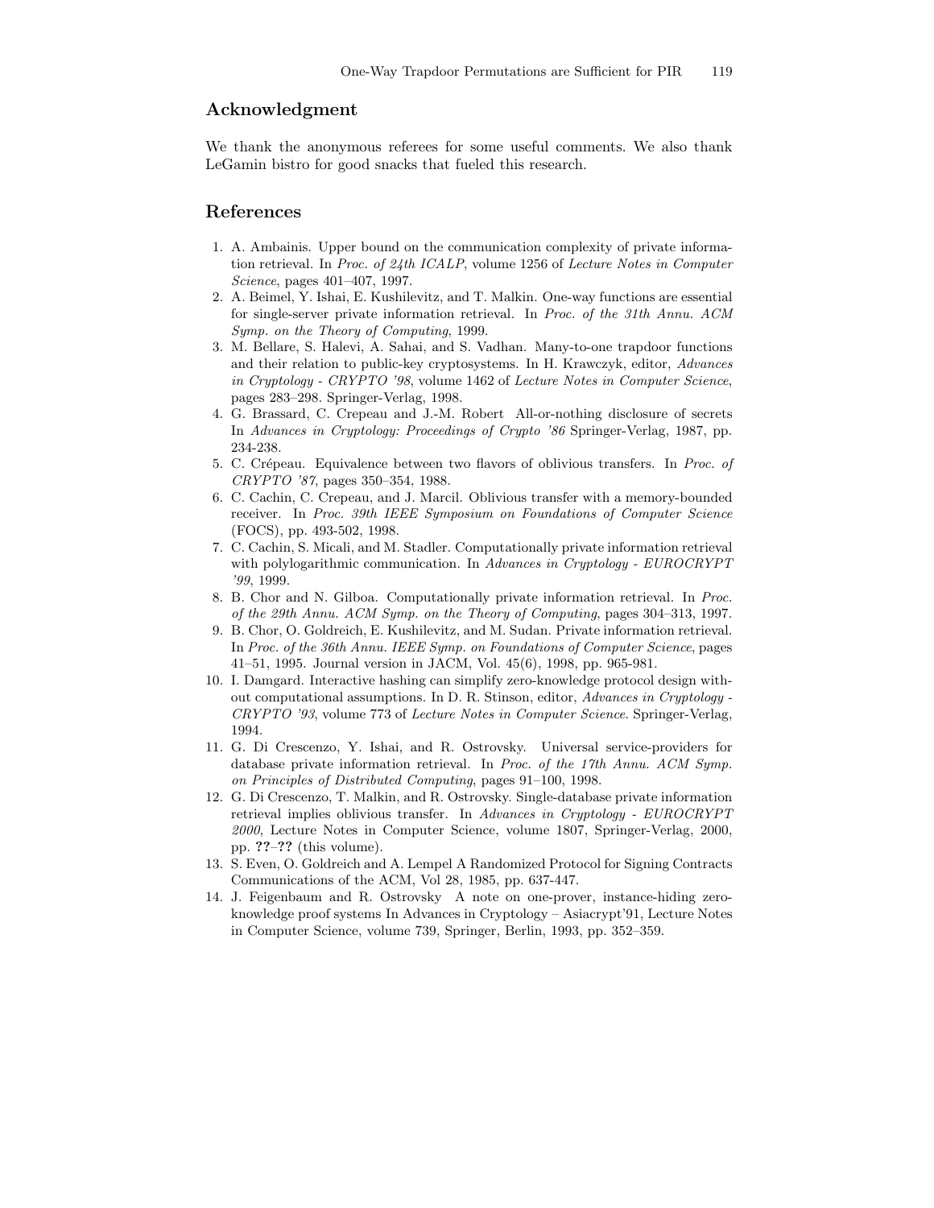## Acknowledgment

We thank the anonymous referees for some useful comments. We also thank LeGamin bistro for good snacks that fueled this research.

## References

1. A. Ambainis. Upper bound on the communication complexity of private information retrieval. In *Proc. of 24th ICALP*, volume 1256 of *Lecture Notes in Computer Science*, pages 401–407, 1997.
2. A. Beimel, Y. Ishai, E. Kushilevitz, and T. Malkin. One-way functions are essential for single-server private information retrieval. In *Proc. of the 31th Annu. ACM Symp. on the Theory of Computing*, 1999.
3. M. Bellare, S. Halevi, A. Sahai, and S. Vadhan. Many-to-one trapdoor functions and their relation to public-key cryptosystems. In H. Krawczyk, editor, *Advances in Cryptology - CRYPTO '98*, volume 1462 of *Lecture Notes in Computer Science*, pages 283–298. Springer-Verlag, 1998.
4. G. Brassard, C. Crepeau and J.-M. Robert All-or-nothing disclosure of secrets In *Advances in Cryptology: Proceedings of Crypto '86* Springer-Verlag, 1987, pp. 234-238.
5. C. Crépeau. Equivalence between two flavors of oblivious transfers. In *Proc. of CRYPTO '87*, pages 350–354, 1988.
6. C. Cachin, C. Crepeau, and J. Marcil. Oblivious transfer with a memory-bounded receiver. In *Proc. 39th IEEE Symposium on Foundations of Computer Science* (FOCS), pp. 493-502, 1998.
7. C. Cachin, S. Micali, and M. Stadler. Computationally private information retrieval with polylogarithmic communication. In *Advances in Cryptology - EUROCRYPT '99*, 1999.
8. B. Chor and N. Gilboa. Computationally private information retrieval. In *Proc. of the 29th Annu. ACM Symp. on the Theory of Computing*, pages 304–313, 1997.
9. B. Chor, O. Goldreich, E. Kushilevitz, and M. Sudan. Private information retrieval. In *Proc. of the 36th Annu. IEEE Symp. on Foundations of Computer Science*, pages 41–51, 1995. Journal version in JACM, Vol. 45(6), 1998, pp. 965-981.
10. I. Damgard. Interactive hashing can simplify zero-knowledge protocol design without computational assumptions. In D. R. Stinson, editor, *Advances in Cryptology - CRYPTO '93*, volume 773 of *Lecture Notes in Computer Science*. Springer-Verlag, 1994.
11. G. Di Crescenzo, Y. Ishai, and R. Ostrovsky. Universal service-providers for database private information retrieval. In *Proc. of the 17th Annu. ACM Symp. on Principles of Distributed Computing*, pages 91–100, 1998.
12. G. Di Crescenzo, T. Malkin, and R. Ostrovsky. Single-database private information retrieval implies oblivious transfer. In *Advances in Cryptology - EUROCRYPT 2000*, Lecture Notes in Computer Science, volume 1807, Springer-Verlag, 2000, pp. **??**–**??** (this volume).
13. S. Even, O. Goldreich and A. Lempel A Randomized Protocol for Signing Contracts Communications of the ACM, Vol 28, 1985, pp. 637-447.
14. J. Feigenbaum and R. Ostrovsky A note on one-prover, instance-hiding zero-knowledge proof systems In Advances in Cryptology – Asiacrypt'91, Lecture Notes in Computer Science, volume 739, Springer, Berlin, 1993, pp. 352–359.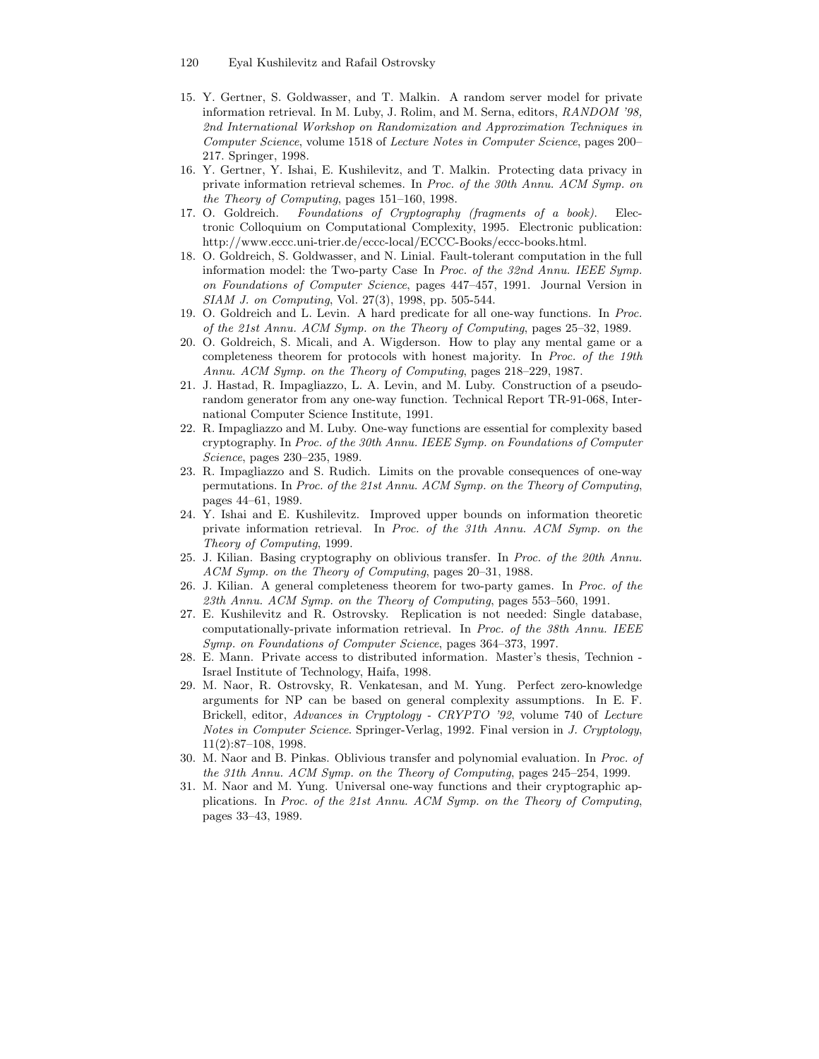15. Y. Gertner, S. Goldwasser, and T. Malkin. A random server model for private information retrieval. In M. Luby, J. Rolim, and M. Serna, editors, *RANDOM '98, 2nd International Workshop on Randomization and Approximation Techniques in Computer Science*, volume 1518 of *Lecture Notes in Computer Science*, pages 200–217. Springer, 1998.
16. Y. Gertner, Y. Ishai, E. Kushilevitz, and T. Malkin. Protecting data privacy in private information retrieval schemes. In *Proc. of the 30th Annu. ACM Symp. on the Theory of Computing*, pages 151–160, 1998.
17. O. Goldreich. *Foundations of Cryptography (fragments of a book).* Electronic Colloquium on Computational Complexity, 1995. Electronic publication: http://www.eccc.uni-trier.de/eccc-local/ECCC-Books/eccc-books.html.
18. O. Goldreich, S. Goldwasser, and N. Linial. Fault-tolerant computation in the full information model: the Two-party Case In *Proc. of the 32nd Annu. IEEE Symp. on Foundations of Computer Science*, pages 447–457, 1991. Journal Version in *SIAM J. on Computing*, Vol. 27(3), 1998, pp. 505-544.
19. O. Goldreich and L. Levin. A hard predicate for all one-way functions. In *Proc. of the 21st Annu. ACM Symp. on the Theory of Computing*, pages 25–32, 1989.
20. O. Goldreich, S. Micali, and A. Wigderson. How to play any mental game or a completeness theorem for protocols with honest majority. In *Proc. of the 19th Annu. ACM Symp. on the Theory of Computing*, pages 218–229, 1987.
21. J. Hastad, R. Impagliazzo, L. A. Levin, and M. Luby. Construction of a pseudo-random generator from any one-way function. Technical Report TR-91-068, International Computer Science Institute, 1991.
22. R. Impagliazzo and M. Luby. One-way functions are essential for complexity based cryptography. In *Proc. of the 30th Annu. IEEE Symp. on Foundations of Computer Science*, pages 230–235, 1989.
23. R. Impagliazzo and S. Rudich. Limits on the provable consequences of one-way permutations. In *Proc. of the 21st Annu. ACM Symp. on the Theory of Computing*, pages 44–61, 1989.
24. Y. Ishai and E. Kushilevitz. Improved upper bounds on information theoretic private information retrieval. In *Proc. of the 31th Annu. ACM Symp. on the Theory of Computing*, 1999.
25. J. Kilian. Basing cryptography on oblivious transfer. In *Proc. of the 20th Annu. ACM Symp. on the Theory of Computing*, pages 20–31, 1988.
26. J. Kilian. A general completeness theorem for two-party games. In *Proc. of the 23th Annu. ACM Symp. on the Theory of Computing*, pages 553–560, 1991.
27. E. Kushilevitz and R. Ostrovsky. Replication is not needed: Single database, computationally-private information retrieval. In *Proc. of the 38th Annu. IEEE Symp. on Foundations of Computer Science*, pages 364–373, 1997.
28. E. Mann. Private access to distributed information. Master's thesis, Technion - Israel Institute of Technology, Haifa, 1998.
29. M. Naor, R. Ostrovsky, R. Venkatesan, and M. Yung. Perfect zero-knowledge arguments for NP can be based on general complexity assumptions. In E. F. Brickell, editor, *Advances in Cryptology - CRYPTO '92*, volume 740 of *Lecture Notes in Computer Science*. Springer-Verlag, 1992. Final version in *J. Cryptology*, 11(2):87–108, 1998.
30. M. Naor and B. Pinkas. Oblivious transfer and polynomial evaluation. In *Proc. of the 31th Annu. ACM Symp. on the Theory of Computing*, pages 245–254, 1999.
31. M. Naor and M. Yung. Universal one-way functions and their cryptographic applications. In *Proc. of the 21st Annu. ACM Symp. on the Theory of Computing*, pages 33–43, 1989.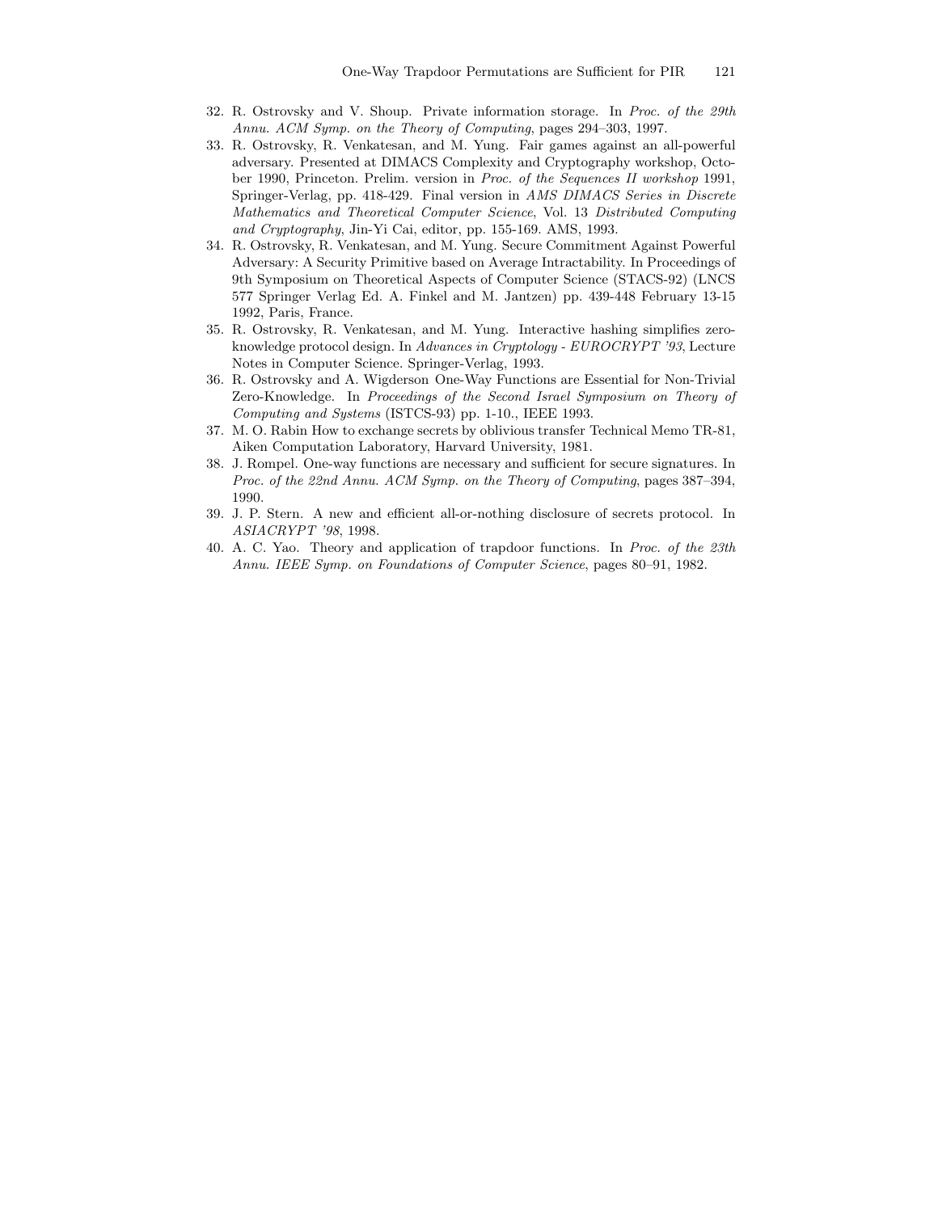32. R. Ostrovsky and V. Shoup. Private information storage. In *Proc. of the 29th Annu. ACM Symp. on the Theory of Computing*, pages 294–303, 1997.
33. R. Ostrovsky, R. Venkatesan, and M. Yung. Fair games against an all-powerful adversary. Presented at DIMACS Complexity and Cryptography workshop, October 1990, Princeton. Prelim. version in *Proc. of the Sequences II workshop* 1991, Springer-Verlag, pp. 418-429. Final version in *AMS DIMACS Series in Discrete Mathematics and Theoretical Computer Science*, Vol. 13 *Distributed Computing and Cryptography*, Jin-Yi Cai, editor, pp. 155-169. AMS, 1993.
34. R. Ostrovsky, R. Venkatesan, and M. Yung. Secure Commitment Against Powerful Adversary: A Security Primitive based on Average Intractability. In Proceedings of 9th Symposium on Theoretical Aspects of Computer Science (STACS-92) (LNCS 577 Springer Verlag Ed. A. Finkel and M. Jantzen) pp. 439-448 February 13-15 1992, Paris, France.
35. R. Ostrovsky, R. Venkatesan, and M. Yung. Interactive hashing simplifies zero-knowledge protocol design. In *Advances in Cryptology - EUROCRYPT '93*, Lecture Notes in Computer Science. Springer-Verlag, 1993.
36. R. Ostrovsky and A. Wigderson One-Way Functions are Essential for Non-Trivial Zero-Knowledge. In *Proceedings of the Second Israel Symposium on Theory of Computing and Systems* (ISTCS-93) pp. 1-10., IEEE 1993.
37. M. O. Rabin How to exchange secrets by oblivious transfer Technical Memo TR-81, Aiken Computation Laboratory, Harvard University, 1981.
38. J. Rompel. One-way functions are necessary and sufficient for secure signatures. In *Proc. of the 22nd Annu. ACM Symp. on the Theory of Computing*, pages 387–394, 1990.
39. J. P. Stern. A new and efficient all-or-nothing disclosure of secrets protocol. In *ASIACRYPT '98*, 1998.
40. A. C. Yao. Theory and application of trapdoor functions. In *Proc. of the 23th Annu. IEEE Symp. on Foundations of Computer Science*, pages 80–91, 1982.